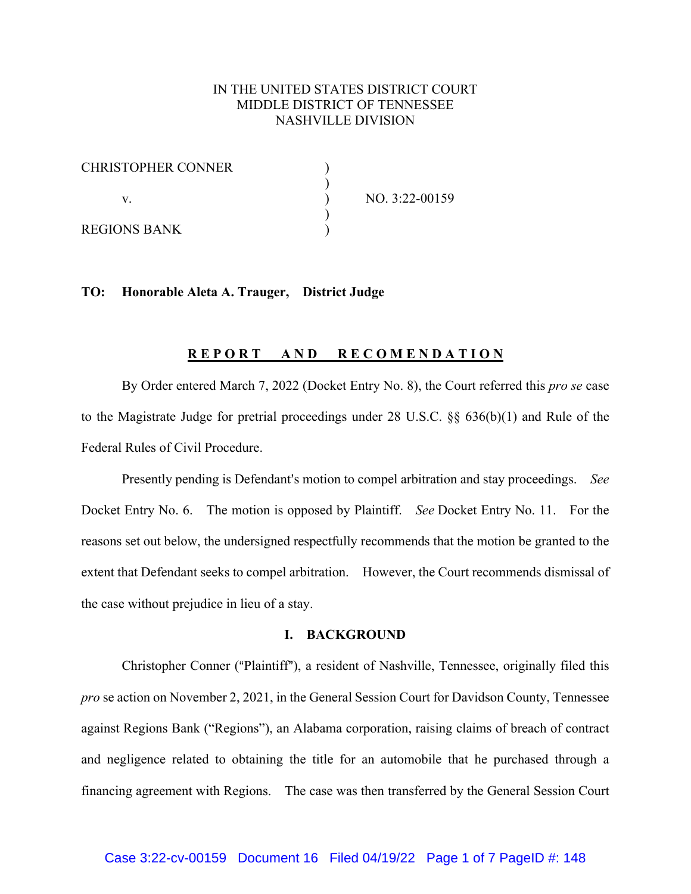IN THE UNITED STATES DISTRICT COURT
MIDDLE DISTRICT OF TENNESSEE
NASHVILLE DIVISION

| | | |
|---|---|---|
| CHRISTOPHER CONNER | ) | |
| | ) | |
| v. | ) | NO. 3:22-00159 |
| | ) | |
| REGIONS BANK | ) | |

**TO: Honorable Aleta A. Trauger, District Judge**

## R E P O R T  A N D  R E C O M E N D A T I O N

By Order entered March 7, 2022 (Docket Entry No. 8), the Court referred this *pro se* case to the Magistrate Judge for pretrial proceedings under 28 U.S.C. §§ 636(b)(1) and Rule of the Federal Rules of Civil Procedure.

Presently pending is Defendant's motion to compel arbitration and stay proceedings. *See* Docket Entry No. 6. The motion is opposed by Plaintiff. *See* Docket Entry No. 11. For the reasons set out below, the undersigned respectfully recommends that the motion be granted to the extent that Defendant seeks to compel arbitration. However, the Court recommends dismissal of the case without prejudice in lieu of a stay.

### I. BACKGROUND

Christopher Conner ("Plaintiff"), a resident of Nashville, Tennessee, originally filed this *pro* se action on November 2, 2021, in the General Session Court for Davidson County, Tennessee against Regions Bank ("Regions"), an Alabama corporation, raising claims of breach of contract and negligence related to obtaining the title for an automobile that he purchased through a financing agreement with Regions. The case was then transferred by the General Session Court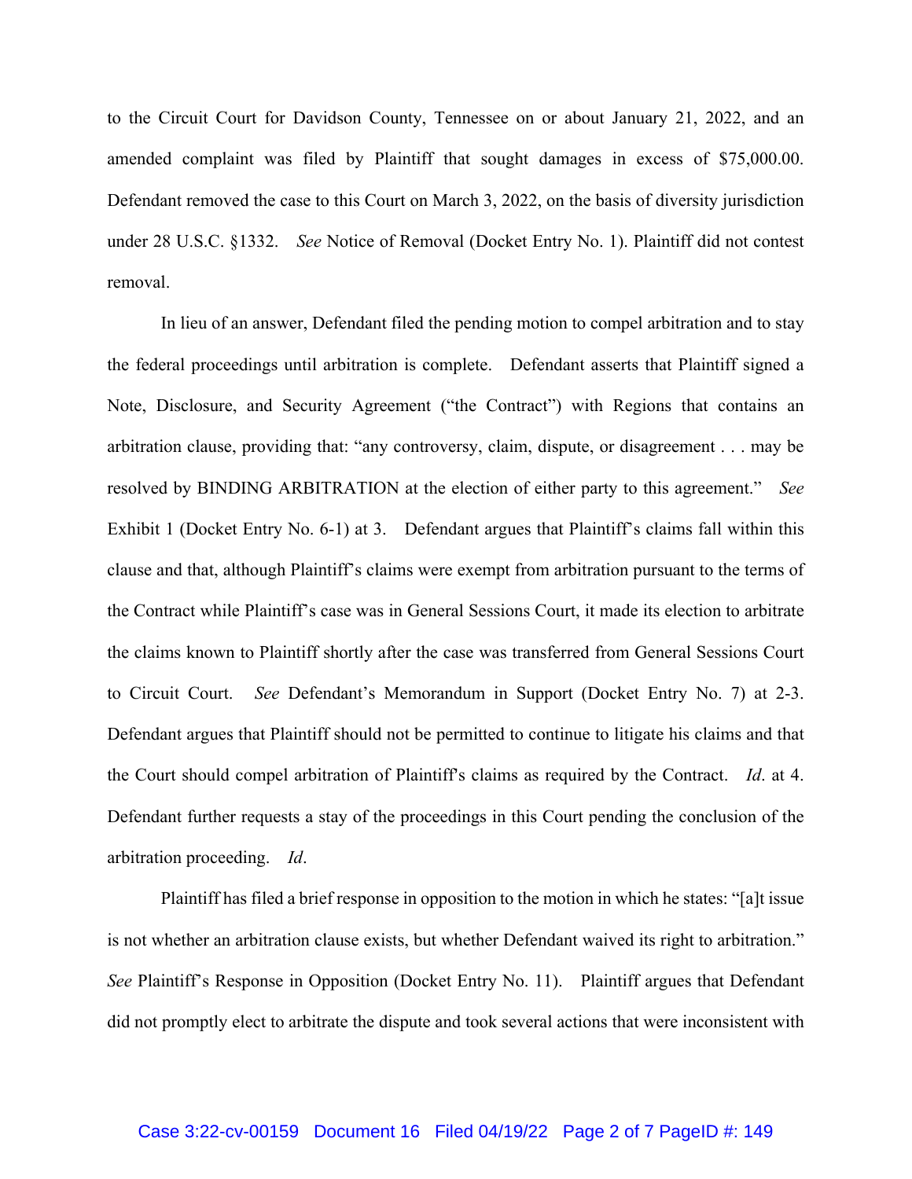to the Circuit Court for Davidson County, Tennessee on or about January 21, 2022, and an amended complaint was filed by Plaintiff that sought damages in excess of $75,000.00. Defendant removed the case to this Court on March 3, 2022, on the basis of diversity jurisdiction under 28 U.S.C. §1332. *See* Notice of Removal (Docket Entry No. 1). Plaintiff did not contest removal.

In lieu of an answer, Defendant filed the pending motion to compel arbitration and to stay the federal proceedings until arbitration is complete. Defendant asserts that Plaintiff signed a Note, Disclosure, and Security Agreement ("the Contract") with Regions that contains an arbitration clause, providing that: "any controversy, claim, dispute, or disagreement . . . may be resolved by BINDING ARBITRATION at the election of either party to this agreement." *See* Exhibit 1 (Docket Entry No. 6-1) at 3. Defendant argues that Plaintiff's claims fall within this clause and that, although Plaintiff's claims were exempt from arbitration pursuant to the terms of the Contract while Plaintiff's case was in General Sessions Court, it made its election to arbitrate the claims known to Plaintiff shortly after the case was transferred from General Sessions Court to Circuit Court. *See* Defendant's Memorandum in Support (Docket Entry No. 7) at 2-3. Defendant argues that Plaintiff should not be permitted to continue to litigate his claims and that the Court should compel arbitration of Plaintiff's claims as required by the Contract. *Id*. at 4. Defendant further requests a stay of the proceedings in this Court pending the conclusion of the arbitration proceeding. *Id*.

Plaintiff has filed a brief response in opposition to the motion in which he states: "[a]t issue is not whether an arbitration clause exists, but whether Defendant waived its right to arbitration." *See* Plaintiff's Response in Opposition (Docket Entry No. 11). Plaintiff argues that Defendant did not promptly elect to arbitrate the dispute and took several actions that were inconsistent with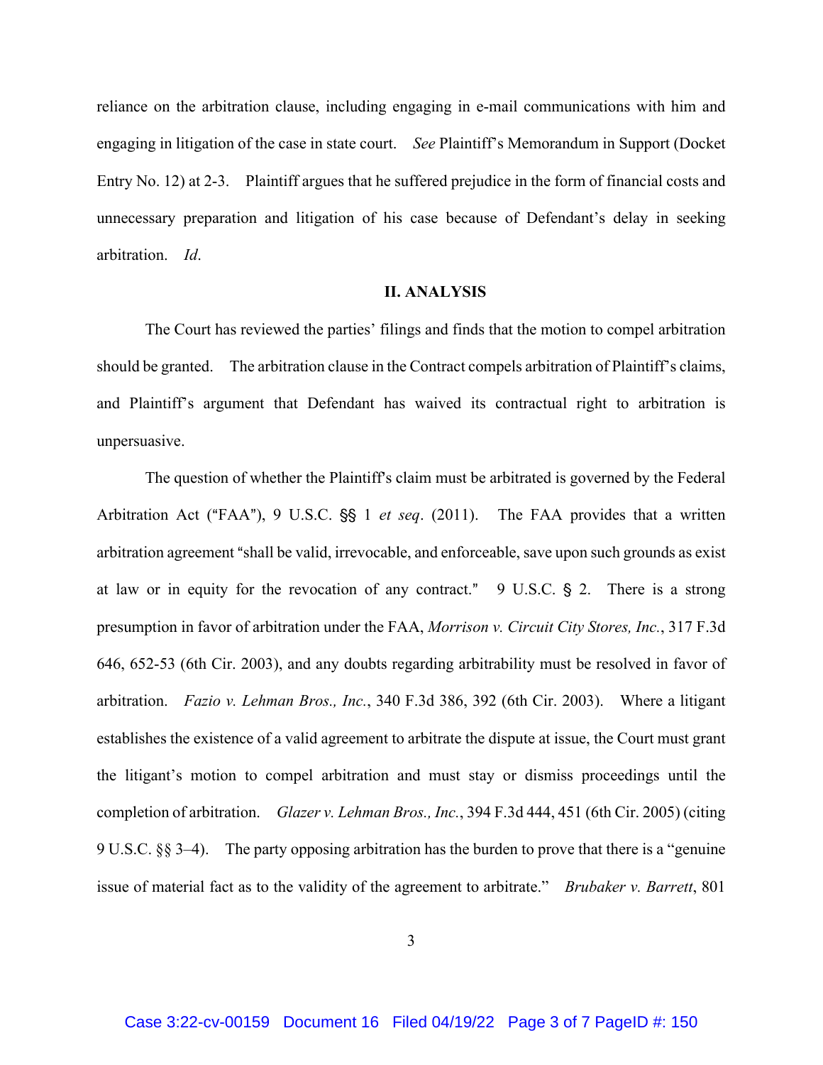reliance on the arbitration clause, including engaging in e-mail communications with him and engaging in litigation of the case in state court. *See* Plaintiff's Memorandum in Support (Docket Entry No. 12) at 2-3. Plaintiff argues that he suffered prejudice in the form of financial costs and unnecessary preparation and litigation of his case because of Defendant's delay in seeking arbitration. *Id*.

## II. ANALYSIS

The Court has reviewed the parties' filings and finds that the motion to compel arbitration should be granted. The arbitration clause in the Contract compels arbitration of Plaintiff's claims, and Plaintiff's argument that Defendant has waived its contractual right to arbitration is unpersuasive.

The question of whether the Plaintiff's claim must be arbitrated is governed by the Federal Arbitration Act ("FAA"), 9 U.S.C. §§ 1 *et seq*. (2011). The FAA provides that a written arbitration agreement "shall be valid, irrevocable, and enforceable, save upon such grounds as exist at law or in equity for the revocation of any contract." 9 U.S.C. § 2. There is a strong presumption in favor of arbitration under the FAA, *Morrison v. Circuit City Stores, Inc.*, 317 F.3d 646, 652-53 (6th Cir. 2003), and any doubts regarding arbitrability must be resolved in favor of arbitration. *Fazio v. Lehman Bros., Inc.*, 340 F.3d 386, 392 (6th Cir. 2003). Where a litigant establishes the existence of a valid agreement to arbitrate the dispute at issue, the Court must grant the litigant's motion to compel arbitration and must stay or dismiss proceedings until the completion of arbitration. *Glazer v. Lehman Bros., Inc.*, 394 F.3d 444, 451 (6th Cir. 2005) (citing 9 U.S.C. §§ 3–4). The party opposing arbitration has the burden to prove that there is a "genuine issue of material fact as to the validity of the agreement to arbitrate." *Brubaker v. Barrett*, 801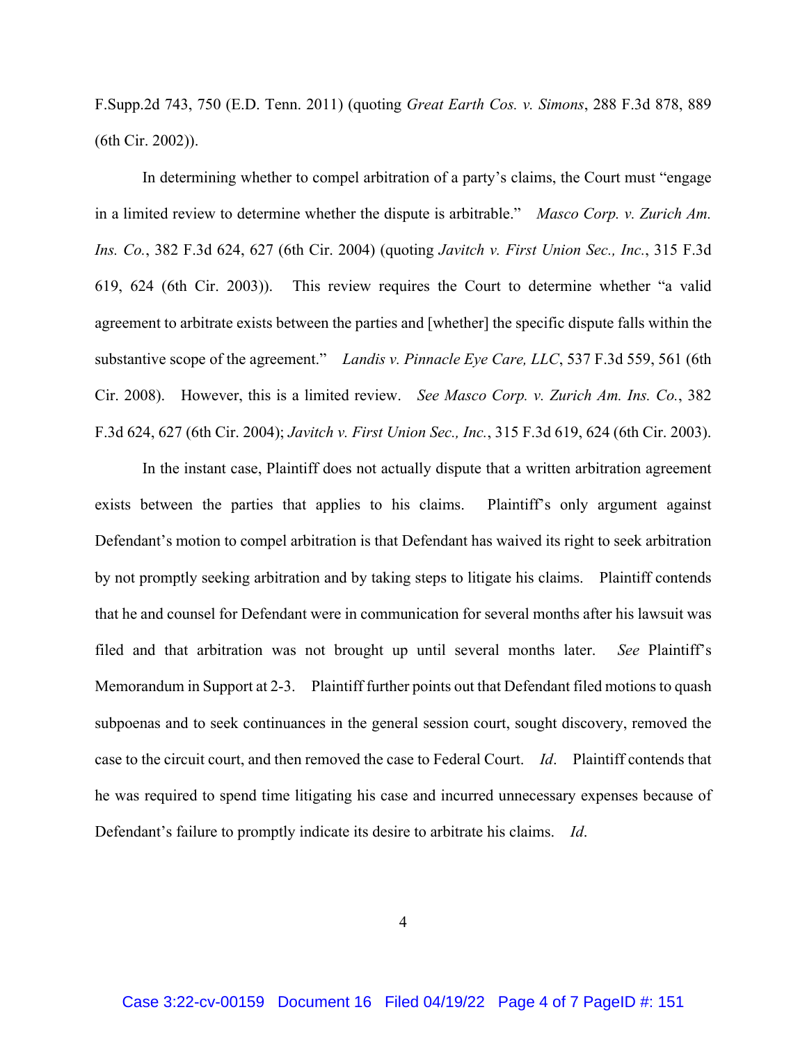F.Supp.2d 743, 750 (E.D. Tenn. 2011) (quoting *Great Earth Cos. v. Simons*, 288 F.3d 878, 889 (6th Cir. 2002)).

In determining whether to compel arbitration of a party's claims, the Court must "engage in a limited review to determine whether the dispute is arbitrable." *Masco Corp. v. Zurich Am. Ins. Co.*, 382 F.3d 624, 627 (6th Cir. 2004) (quoting *Javitch v. First Union Sec., Inc.*, 315 F.3d 619, 624 (6th Cir. 2003)). This review requires the Court to determine whether "a valid agreement to arbitrate exists between the parties and [whether] the specific dispute falls within the substantive scope of the agreement." *Landis v. Pinnacle Eye Care, LLC*, 537 F.3d 559, 561 (6th Cir. 2008). However, this is a limited review. *See Masco Corp. v. Zurich Am. Ins. Co.*, 382 F.3d 624, 627 (6th Cir. 2004); *Javitch v. First Union Sec., Inc.*, 315 F.3d 619, 624 (6th Cir. 2003).

In the instant case, Plaintiff does not actually dispute that a written arbitration agreement exists between the parties that applies to his claims. Plaintiff's only argument against Defendant's motion to compel arbitration is that Defendant has waived its right to seek arbitration by not promptly seeking arbitration and by taking steps to litigate his claims. Plaintiff contends that he and counsel for Defendant were in communication for several months after his lawsuit was filed and that arbitration was not brought up until several months later. *See* Plaintiff's Memorandum in Support at 2-3. Plaintiff further points out that Defendant filed motions to quash subpoenas and to seek continuances in the general session court, sought discovery, removed the case to the circuit court, and then removed the case to Federal Court. *Id*. Plaintiff contends that he was required to spend time litigating his case and incurred unnecessary expenses because of Defendant's failure to promptly indicate its desire to arbitrate his claims. *Id*.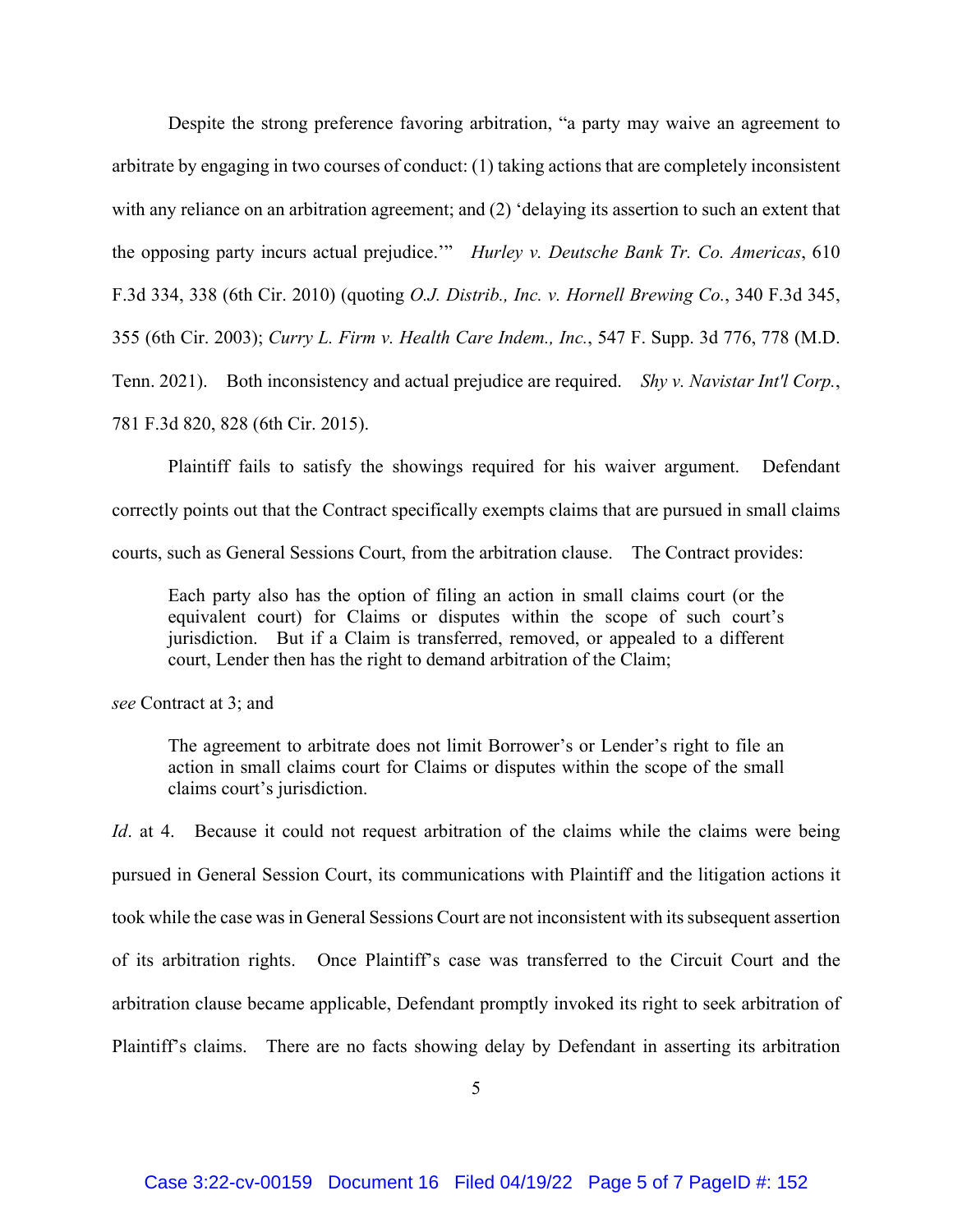Despite the strong preference favoring arbitration, "a party may waive an agreement to arbitrate by engaging in two courses of conduct: (1) taking actions that are completely inconsistent with any reliance on an arbitration agreement; and (2) 'delaying its assertion to such an extent that the opposing party incurs actual prejudice.'" *Hurley v. Deutsche Bank Tr. Co. Americas*, 610 F.3d 334, 338 (6th Cir. 2010) (quoting *O.J. Distrib., Inc. v. Hornell Brewing Co.*, 340 F.3d 345, 355 (6th Cir. 2003); *Curry L. Firm v. Health Care Indem., Inc.*, 547 F. Supp. 3d 776, 778 (M.D. Tenn. 2021). Both inconsistency and actual prejudice are required. *Shy v. Navistar Int'l Corp.*, 781 F.3d 820, 828 (6th Cir. 2015).

Plaintiff fails to satisfy the showings required for his waiver argument. Defendant correctly points out that the Contract specifically exempts claims that are pursued in small claims courts, such as General Sessions Court, from the arbitration clause. The Contract provides:

> Each party also has the option of filing an action in small claims court (or the equivalent court) for Claims or disputes within the scope of such court's jurisdiction. But if a Claim is transferred, removed, or appealed to a different court, Lender then has the right to demand arbitration of the Claim;

*see* Contract at 3; and

> The agreement to arbitrate does not limit Borrower's or Lender's right to file an action in small claims court for Claims or disputes within the scope of the small claims court's jurisdiction.

*Id*. at 4. Because it could not request arbitration of the claims while the claims were being pursued in General Session Court, its communications with Plaintiff and the litigation actions it took while the case was in General Sessions Court are not inconsistent with its subsequent assertion of its arbitration rights. Once Plaintiff's case was transferred to the Circuit Court and the arbitration clause became applicable, Defendant promptly invoked its right to seek arbitration of Plaintiff's claims. There are no facts showing delay by Defendant in asserting its arbitration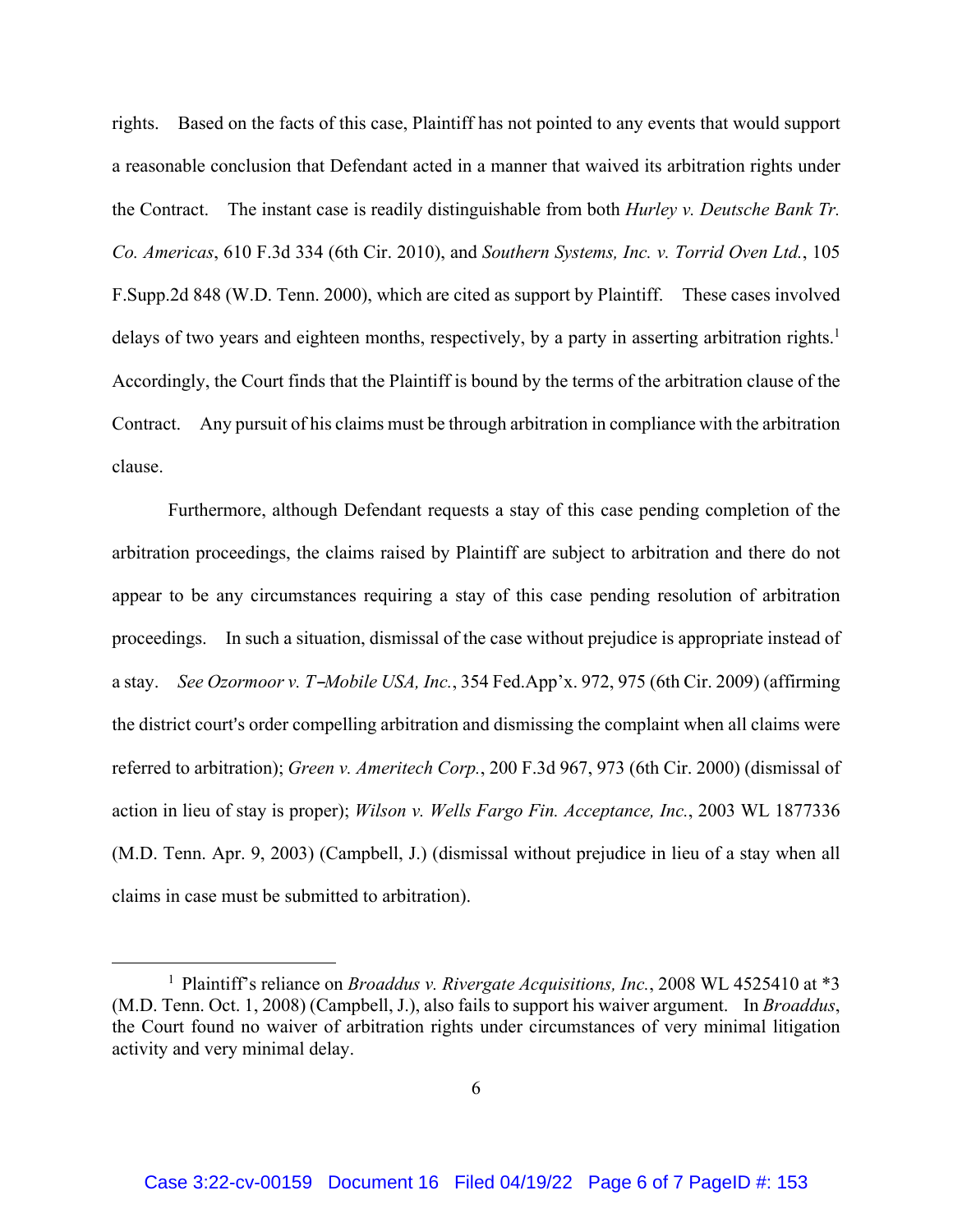rights. Based on the facts of this case, Plaintiff has not pointed to any events that would support a reasonable conclusion that Defendant acted in a manner that waived its arbitration rights under the Contract. The instant case is readily distinguishable from both *Hurley v. Deutsche Bank Tr. Co. Americas*, 610 F.3d 334 (6th Cir. 2010), and *Southern Systems, Inc. v. Torrid Oven Ltd.*, 105 F.Supp.2d 848 (W.D. Tenn. 2000), which are cited as support by Plaintiff. These cases involved delays of two years and eighteen months, respectively, by a party in asserting arbitration rights.[1] Accordingly, the Court finds that the Plaintiff is bound by the terms of the arbitration clause of the Contract. Any pursuit of his claims must be through arbitration in compliance with the arbitration clause.

Furthermore, although Defendant requests a stay of this case pending completion of the arbitration proceedings, the claims raised by Plaintiff are subject to arbitration and there do not appear to be any circumstances requiring a stay of this case pending resolution of arbitration proceedings. In such a situation, dismissal of the case without prejudice is appropriate instead of a stay. *See Ozormoor v. T–Mobile USA, Inc.*, 354 Fed.App'x. 972, 975 (6th Cir. 2009) (affirming the district court's order compelling arbitration and dismissing the complaint when all claims were referred to arbitration); *Green v. Ameritech Corp.*, 200 F.3d 967, 973 (6th Cir. 2000) (dismissal of action in lieu of stay is proper); *Wilson v. Wells Fargo Fin. Acceptance, Inc.*, 2003 WL 1877336 (M.D. Tenn. Apr. 9, 2003) (Campbell, J.) (dismissal without prejudice in lieu of a stay when all claims in case must be submitted to arbitration).

---

[1] Plaintiff's reliance on *Broaddus v. Rivergate Acquisitions, Inc.*, 2008 WL 4525410 at *3 (M.D. Tenn. Oct. 1, 2008) (Campbell, J.), also fails to support his waiver argument. In *Broaddus*, the Court found no waiver of arbitration rights under circumstances of very minimal litigation activity and very minimal delay.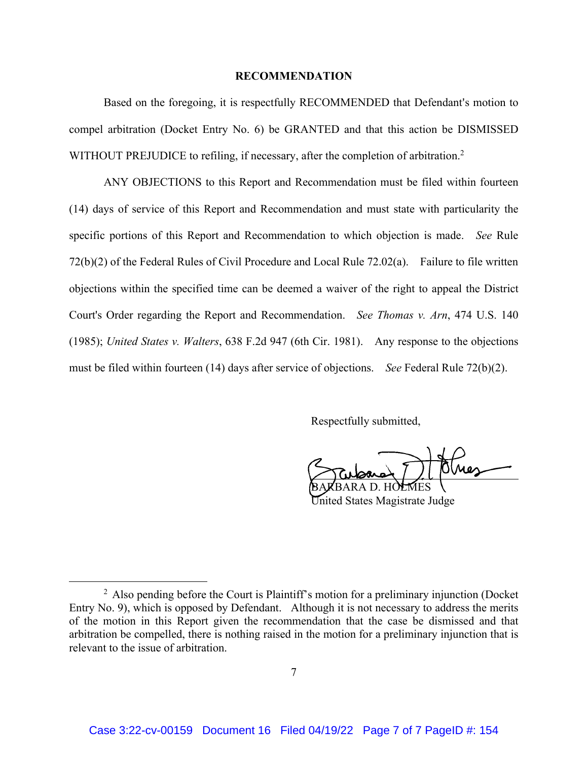## RECOMMENDATION

Based on the foregoing, it is respectfully RECOMMENDED that Defendant's motion to compel arbitration (Docket Entry No. 6) be GRANTED and that this action be DISMISSED WITHOUT PREJUDICE to refiling, if necessary, after the completion of arbitration.[2]

ANY OBJECTIONS to this Report and Recommendation must be filed within fourteen (14) days of service of this Report and Recommendation and must state with particularity the specific portions of this Report and Recommendation to which objection is made. *See* Rule 72(b)(2) of the Federal Rules of Civil Procedure and Local Rule 72.02(a). Failure to file written objections within the specified time can be deemed a waiver of the right to appeal the District Court's Order regarding the Report and Recommendation. *See Thomas v. Arn*, 474 U.S. 140 (1985); *United States v. Walters*, 638 F.2d 947 (6th Cir. 1981). Any response to the objections must be filed within fourteen (14) days after service of objections. *See* Federal Rule 72(b)(2).

Respectfully submitted,

BARBARA D. HOLMES
United States Magistrate Judge

[2] Also pending before the Court is Plaintiff's motion for a preliminary injunction (Docket Entry No. 9), which is opposed by Defendant. Although it is not necessary to address the merits of the motion in this Report given the recommendation that the case be dismissed and that arbitration be compelled, there is nothing raised in the motion for a preliminary injunction that is relevant to the issue of arbitration.